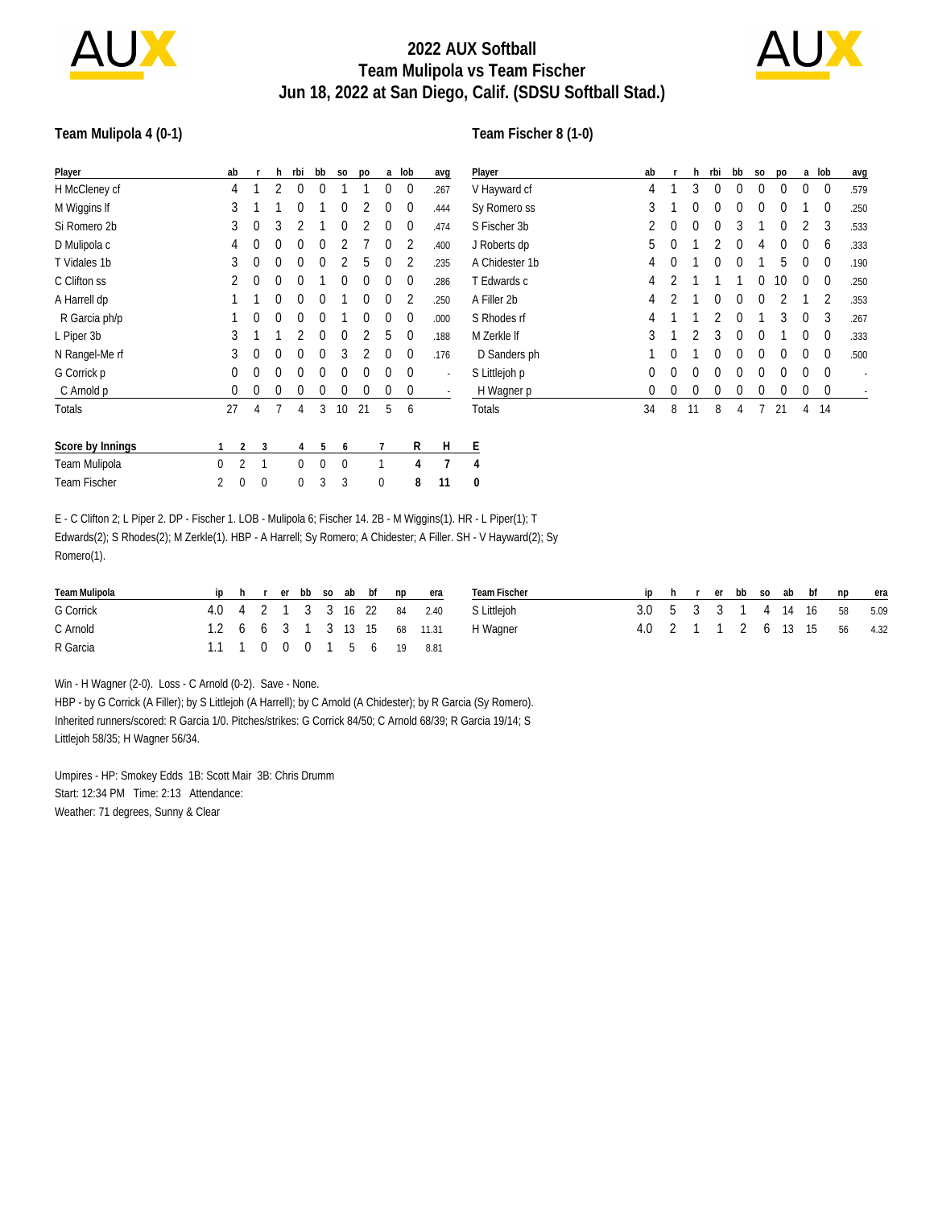# 2022 AUX Softball
## Team Mulipola vs Team Fischer
### Jun 18, 2022 at San Diego, Calif. (SDSU Softball Stad.)

**Team Mulipola 4 (0-1)**

| Player | ab | r | h | rbi | bb | so | po | a | lob | avg |
|---|---|---|---|---|---|---|---|---|---|---|
| H McCleney cf | 4 | 1 | 2 | 0 | 0 | 1 | 1 | 0 | 0 | .267 |
| M Wiggins lf | 3 | 1 | 1 | 0 | 1 | 0 | 2 | 0 | 0 | .444 |
| Si Romero 2b | 3 | 0 | 3 | 2 | 1 | 0 | 2 | 0 | 0 | .474 |
| D Mulipola c | 4 | 0 | 0 | 0 | 0 | 2 | 7 | 0 | 2 | .400 |
| T Vidales 1b | 3 | 0 | 0 | 0 | 0 | 2 | 5 | 0 | 2 | .235 |
| C Clifton ss | 2 | 0 | 0 | 0 | 1 | 0 | 0 | 0 | 0 | .286 |
| A Harrell dp | 1 | 1 | 0 | 0 | 0 | 1 | 0 | 0 | 2 | .250 |
| R Garcia ph/p | 1 | 0 | 0 | 0 | 0 | 1 | 0 | 0 | 0 | .000 |
| L Piper 3b | 3 | 1 | 1 | 2 | 0 | 0 | 2 | 5 | 0 | .188 |
| N Rangel-Me rf | 3 | 0 | 0 | 0 | 0 | 3 | 2 | 0 | 0 | .176 |
| G Corrick p | 0 | 0 | 0 | 0 | 0 | 0 | 0 | 0 | 0 | - |
| C Arnold p | 0 | 0 | 0 | 0 | 0 | 0 | 0 | 0 | 0 | - |
| Totals | 27 | 4 | 7 | 4 | 3 | 10 | 21 | 5 | 6 | |

**Team Fischer 8 (1-0)**

| Player | ab | r | h | rbi | bb | so | po | a | lob | avg |
|---|---|---|---|---|---|---|---|---|---|---|
| V Hayward cf | 4 | 1 | 3 | 0 | 0 | 0 | 0 | 0 | 0 | .579 |
| Sy Romero ss | 3 | 1 | 0 | 0 | 0 | 0 | 0 | 1 | 0 | .250 |
| S Fischer 3b | 2 | 0 | 0 | 0 | 3 | 1 | 0 | 2 | 3 | .533 |
| J Roberts dp | 5 | 0 | 1 | 2 | 0 | 4 | 0 | 0 | 6 | .333 |
| A Chidester 1b | 4 | 0 | 1 | 0 | 0 | 1 | 5 | 0 | 0 | .190 |
| T Edwards c | 4 | 2 | 1 | 1 | 1 | 0 | 10 | 0 | 0 | .250 |
| A Filler 2b | 4 | 2 | 1 | 0 | 0 | 0 | 2 | 1 | 2 | .353 |
| S Rhodes rf | 4 | 1 | 1 | 2 | 0 | 1 | 3 | 0 | 3 | .267 |
| M Zerkle lf | 3 | 1 | 2 | 3 | 0 | 0 | 1 | 0 | 0 | .333 |
| D Sanders ph | 1 | 0 | 1 | 0 | 0 | 0 | 0 | 0 | 0 | .500 |
| S Littlejoh p | 0 | 0 | 0 | 0 | 0 | 0 | 0 | 0 | 0 | - |
| H Wagner p | 0 | 0 | 0 | 0 | 0 | 0 | 0 | 0 | 0 | - |
| Totals | 34 | 8 | 11 | 8 | 4 | 7 | 21 | 4 | 14 | |

| Score by Innings | 1 | 2 | 3 | 4 | 5 | 6 | 7 | R | H | E |
|---|---|---|---|---|---|---|---|---|---|---|
| Team Mulipola | 0 | 2 | 1 | 0 | 0 | 0 | 1 | 4 | 7 | 4 |
| Team Fischer | 2 | 0 | 0 | 0 | 3 | 3 | 0 | 8 | 11 | 0 |

E - C Clifton 2; L Piper 2. DP - Fischer 1. LOB - Mulipola 6; Fischer 14. 2B - M Wiggins(1). HR - L Piper(1); T Edwards(2); S Rhodes(2); M Zerkle(1). HBP - A Harrell; Sy Romero; A Chidester; A Filler. SH - V Hayward(2); Sy Romero(1).

| Team Mulipola | ip | h | r | er | bb | so | ab | bf | np | era |
|---|---|---|---|---|---|---|---|---|---|---|
| G Corrick | 4.0 | 4 | 2 | 1 | 3 | 3 | 16 | 22 | 84 | 2.40 |
| C Arnold | 1.2 | 6 | 6 | 3 | 1 | 3 | 13 | 15 | 68 | 11.31 |
| R Garcia | 1.1 | 1 | 0 | 0 | 0 | 1 | 5 | 6 | 19 | 8.81 |

| Team Fischer | ip | h | r | er | bb | so | ab | bf | np | era |
|---|---|---|---|---|---|---|---|---|---|---|
| S Littlejoh | 3.0 | 5 | 3 | 3 | 1 | 4 | 14 | 16 | 58 | 5.09 |
| H Wagner | 4.0 | 2 | 1 | 1 | 2 | 6 | 13 | 15 | 56 | 4.32 |

Win - H Wagner (2-0). Loss - C Arnold (0-2). Save - None.
HBP - by G Corrick (A Filler); by S Littlejoh (A Harrell); by C Arnold (A Chidester); by R Garcia (Sy Romero).
Inherited runners/scored: R Garcia 1/0. Pitches/strikes: G Corrick 84/50; C Arnold 68/39; R Garcia 19/14; S Littlejoh 58/35; H Wagner 56/34.

Umpires - HP: Smokey Edds 1B: Scott Mair 3B: Chris Drumm
Start: 12:34 PM Time: 2:13 Attendance:
Weather: 71 degrees, Sunny & Clear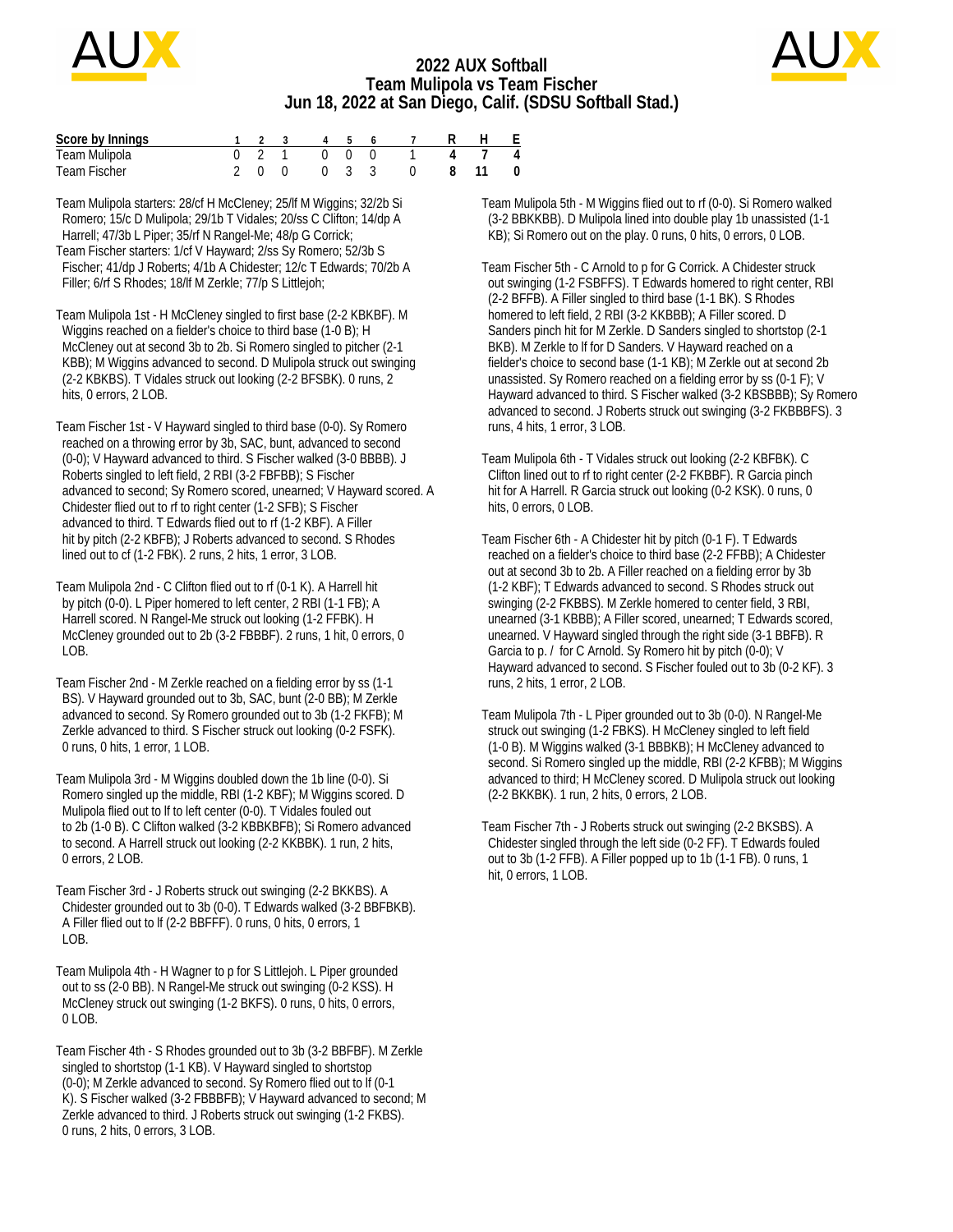# 2022 AUX Softball
## Team Mulipola vs Team Fischer
## Jun 18, 2022 at San Diego, Calif. (SDSU Softball Stad.)

| Score by Innings | 1 | 2 | 3 | 4 | 5 | 6 | 7 | R | H | E |
|---|---|---|---|---|---|---|---|---|---|---|
| Team Mulipola | 0 | 2 | 1 | 0 | 0 | 0 | 1 | 4 | 7 | 4 |
| Team Fischer | 2 | 0 | 0 | 0 | 3 | 3 | 0 | 8 | 11 | 0 |

Team Mulipola starters: 28/cf H McCleney; 25/lf M Wiggins; 32/2b Si Romero; 15/c D Mulipola; 29/1b T Vidales; 20/ss C Clifton; 14/dp A Harrell; 47/3b L Piper; 35/rf N Rangel-Me; 48/p G Corrick;
Team Fischer starters: 1/cf V Hayward; 2/ss Sy Romero; 52/3b S Fischer; 41/dp J Roberts; 4/1b A Chidester; 12/c T Edwards; 70/2b A Filler; 6/rf S Rhodes; 18/lf M Zerkle; 77/p S Littlejoh;

Team Mulipola 1st - H McCleney singled to first base (2-2 KBKBF). M Wiggins reached on a fielder's choice to third base (1-0 B); H McCleney out at second 3b to 2b. Si Romero singled to pitcher (2-1 KBB); M Wiggins advanced to second. D Mulipola struck out swinging (2-2 KBKBS). T Vidales struck out looking (2-2 BFSBK). 0 runs, 2 hits, 0 errors, 2 LOB.

Team Fischer 1st - V Hayward singled to third base (0-0). Sy Romero reached on a throwing error by 3b, SAC, bunt, advanced to second (0-0); V Hayward advanced to third. S Fischer walked (3-0 BBBB). J Roberts singled to left field, 2 RBI (3-2 FBFBB); S Fischer advanced to second; Sy Romero scored, unearned; V Hayward scored. A Chidester flied out to rf to right center (1-2 SFB); S Fischer advanced to third. T Edwards flied out to rf (1-2 KBF). A Filler hit by pitch (2-2 KBFB); J Roberts advanced to second. S Rhodes lined out to cf (1-2 FBK). 2 runs, 2 hits, 1 error, 3 LOB.

Team Mulipola 2nd - C Clifton flied out to rf (0-1 K). A Harrell hit by pitch (0-0). L Piper homered to left center, 2 RBI (1-1 FB); A Harrell scored. N Rangel-Me struck out looking (1-2 FFBK). H McCleney grounded out to 2b (3-2 FBBBF). 2 runs, 1 hit, 0 errors, 0 LOB.

Team Fischer 2nd - M Zerkle reached on a fielding error by ss (1-1 BS). V Hayward grounded out to 3b, SAC, bunt (2-0 BB); M Zerkle advanced to second. Sy Romero grounded out to 3b (1-2 FKFB); M Zerkle advanced to third. S Fischer struck out looking (0-2 FSFK). 0 runs, 0 hits, 1 error, 1 LOB.

Team Mulipola 3rd - M Wiggins doubled down the 1b line (0-0). Si Romero singled up the middle, RBI (1-2 KBF); M Wiggins scored. D Mulipola flied out to lf to left center (0-0). T Vidales fouled out to 2b (1-0 B). C Clifton walked (3-2 KBBKBFB); Si Romero advanced to second. A Harrell struck out looking (2-2 KKBBK). 1 run, 2 hits, 0 errors, 2 LOB.

Team Fischer 3rd - J Roberts struck out swinging (2-2 BKKBS). A Chidester grounded out to 3b (0-0). T Edwards walked (3-2 BBFBKB). A Filler flied out to lf (2-2 BBFFF). 0 runs, 0 hits, 0 errors, 1 LOB.

Team Mulipola 4th - H Wagner to p for S Littlejoh. L Piper grounded out to ss (2-0 BB). N Rangel-Me struck out swinging (0-2 KSS). H McCleney struck out swinging (1-2 BKFS). 0 runs, 0 hits, 0 errors, 0 LOB.

Team Fischer 4th - S Rhodes grounded out to 3b (3-2 BBFBF). M Zerkle singled to shortstop (1-1 KB). V Hayward singled to shortstop (0-0); M Zerkle advanced to second. Sy Romero flied out to lf (0-1 K). S Fischer walked (3-2 FBBBFB); V Hayward advanced to second; M Zerkle advanced to third. J Roberts struck out swinging (1-2 FKBS). 0 runs, 2 hits, 0 errors, 3 LOB.

Team Mulipola 5th - M Wiggins flied out to rf (0-0). Si Romero walked (3-2 BBKKBB). D Mulipola lined into double play 1b unassisted (1-1 KB); Si Romero out on the play. 0 runs, 0 hits, 0 errors, 0 LOB.

Team Fischer 5th - C Arnold to p for G Corrick. A Chidester struck out swinging (1-2 FSBFFS). T Edwards homered to right center, RBI (2-2 BFFB). A Filler singled to third base (1-1 BK). S Rhodes homered to left field, 2 RBI (3-2 KKBBB); A Filler scored. D Sanders pinch hit for M Zerkle. D Sanders singled to shortstop (2-1 BKB). M Zerkle to lf for D Sanders. V Hayward reached on a fielder's choice to second base (1-1 KB); M Zerkle out at second 2b unassisted. Sy Romero reached on a fielding error by ss (0-1 F); V Hayward advanced to third. S Fischer walked (3-2 KBSBBB); Sy Romero advanced to second. J Roberts struck out swinging (3-2 FKBBBFS). 3 runs, 4 hits, 1 error, 3 LOB.

Team Mulipola 6th - T Vidales struck out looking (2-2 KBFBK). C Clifton lined out to rf to right center (2-2 FKBBF). R Garcia pinch hit for A Harrell. R Garcia struck out looking (0-2 KSK). 0 runs, 0 hits, 0 errors, 0 LOB.

Team Fischer 6th - A Chidester hit by pitch (0-1 F). T Edwards reached on a fielder's choice to third base (2-2 FFBB); A Chidester out at second 3b to 2b. A Filler reached on a fielding error by 3b (1-2 KBF); T Edwards advanced to second. S Rhodes struck out swinging (2-2 FKBBS). M Zerkle homered to center field, 3 RBI, unearned (3-1 KBBB); A Filler scored, unearned; T Edwards scored, unearned. V Hayward singled through the right side (3-1 BBFB). R Garcia to p. / for C Arnold. Sy Romero hit by pitch (0-0); V Hayward advanced to second. S Fischer fouled out to 3b (0-2 KF). 3 runs, 2 hits, 1 error, 2 LOB.

Team Mulipola 7th - L Piper grounded out to 3b (0-0). N Rangel-Me struck out swinging (1-2 FBKS). H McCleney singled to left field (1-0 B). M Wiggins walked (3-1 BBBKB); H McCleney advanced to second. Si Romero singled up the middle, RBI (2-2 KFBB); M Wiggins advanced to third; H McCleney scored. D Mulipola struck out looking (2-2 BKKBK). 1 run, 2 hits, 0 errors, 2 LOB.

Team Fischer 7th - J Roberts struck out swinging (2-2 BKSBS). A Chidester singled through the left side (0-2 FF). T Edwards fouled out to 3b (1-2 FFB). A Filler popped up to 1b (1-1 FB). 0 runs, 1 hit, 0 errors, 1 LOB.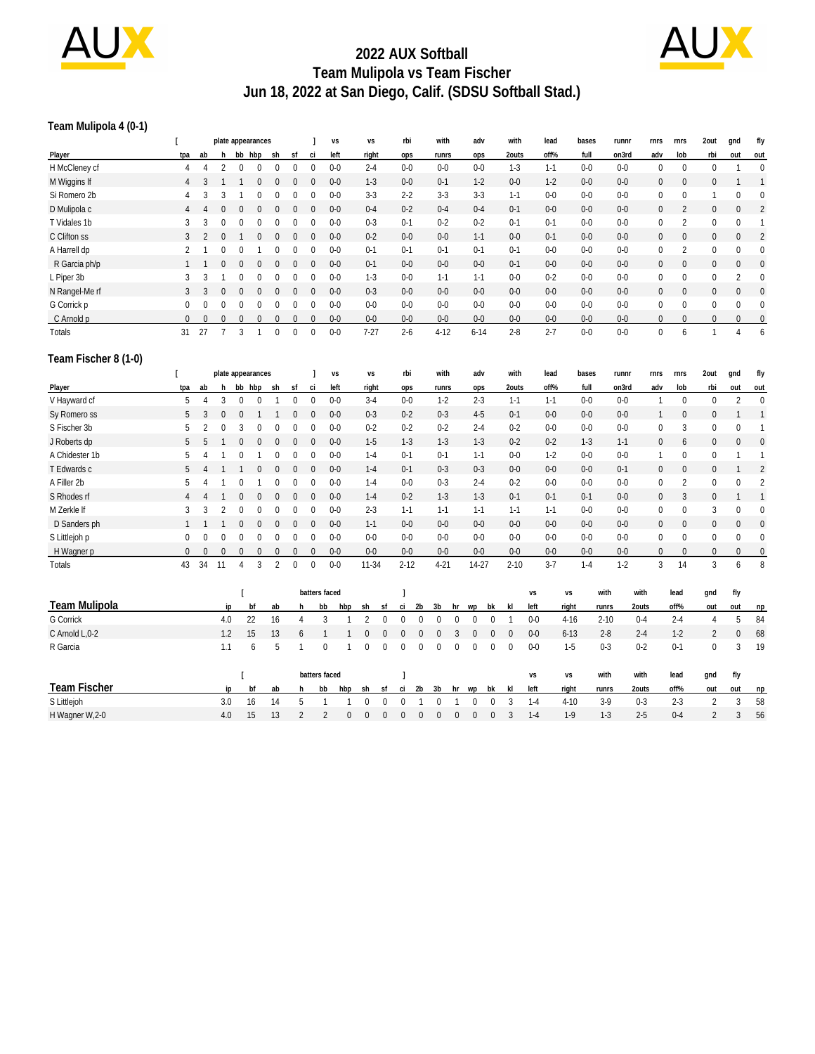# 2022 AUX Softball
# Team Mulipola vs Team Fischer
# Jun 18, 2022 at San Diego, Calif. (SDSU Softball Stad.)

## Team Mulipola 4 (0-1)

| | [ | | plate appearances | | | | | ] | vs | vs | rbi | with | adv | with | lead | bases | runnr | rnrs | rnrs | 2out | gnd | fly |
|---|---|---|---|---|---|---|---|---|---|---|---|---|---|---|---|---|---|---|---|---|---|---|
| Player | tpa | ab | h | bb | hbp | sh | sf | ci | left | right | ops | runrs | ops | 2outs | off% | full | on3rd | adv | lob | rbi | out | out |
| H McCleney cf | 4 | 4 | 2 | 0 | 0 | 0 | 0 | 0 | 0-0 | 2-4 | 0-0 | 0-0 | 0-0 | 1-3 | 1-1 | 0-0 | 0-0 | 0 | 0 | 0 | 1 | 0 |
| M Wiggins lf | 4 | 3 | 1 | 1 | 0 | 0 | 0 | 0 | 0-0 | 1-3 | 0-0 | 0-1 | 1-2 | 0-0 | 1-2 | 0-0 | 0-0 | 0 | 0 | 0 | 1 | 1 |
| Si Romero 2b | 4 | 3 | 3 | 1 | 0 | 0 | 0 | 0 | 0-0 | 3-3 | 2-2 | 3-3 | 3-3 | 1-1 | 0-0 | 0-0 | 0-0 | 0 | 0 | 1 | 0 | 0 |
| D Mulipola c | 4 | 4 | 0 | 0 | 0 | 0 | 0 | 0 | 0-0 | 0-4 | 0-2 | 0-4 | 0-4 | 0-1 | 0-0 | 0-0 | 0-0 | 0 | 2 | 0 | 0 | 2 |
| T Vidales 1b | 3 | 3 | 0 | 0 | 0 | 0 | 0 | 0 | 0-0 | 0-3 | 0-1 | 0-2 | 0-2 | 0-1 | 0-1 | 0-0 | 0-0 | 0 | 2 | 0 | 0 | 1 |
| C Clifton ss | 3 | 2 | 0 | 1 | 0 | 0 | 0 | 0 | 0-0 | 0-2 | 0-0 | 0-0 | 1-1 | 0-0 | 0-1 | 0-0 | 0-0 | 0 | 0 | 0 | 0 | 2 |
| A Harrell dp | 2 | 1 | 0 | 0 | 1 | 0 | 0 | 0 | 0-0 | 0-1 | 0-1 | 0-1 | 0-1 | 0-1 | 0-0 | 0-0 | 0-0 | 0 | 2 | 0 | 0 | 0 |
| R Garcia ph/p | 1 | 1 | 0 | 0 | 0 | 0 | 0 | 0 | 0-0 | 0-1 | 0-0 | 0-0 | 0-0 | 0-1 | 0-0 | 0-0 | 0-0 | 0 | 0 | 0 | 0 | 0 |
| L Piper 3b | 3 | 3 | 1 | 0 | 0 | 0 | 0 | 0 | 0-0 | 1-3 | 0-0 | 1-1 | 1-1 | 0-0 | 0-2 | 0-0 | 0-0 | 0 | 0 | 0 | 2 | 0 |
| N Rangel-Me rf | 3 | 3 | 0 | 0 | 0 | 0 | 0 | 0 | 0-0 | 0-3 | 0-0 | 0-0 | 0-0 | 0-0 | 0-0 | 0-0 | 0-0 | 0 | 0 | 0 | 0 | 0 |
| G Corrick p | 0 | 0 | 0 | 0 | 0 | 0 | 0 | 0 | 0-0 | 0-0 | 0-0 | 0-0 | 0-0 | 0-0 | 0-0 | 0-0 | 0-0 | 0 | 0 | 0 | 0 | 0 |
| C Arnold p | 0 | 0 | 0 | 0 | 0 | 0 | 0 | 0 | 0-0 | 0-0 | 0-0 | 0-0 | 0-0 | 0-0 | 0-0 | 0-0 | 0-0 | 0 | 0 | 0 | 0 | 0 |
| Totals | 31 | 27 | 7 | 3 | 1 | 0 | 0 | 0 | 0-0 | 7-27 | 2-6 | 4-12 | 6-14 | 2-8 | 2-7 | 0-0 | 0-0 | 0 | 6 | 1 | 4 | 6 |

## Team Fischer 8 (1-0)

| | [ | | plate appearances | | | | | ] | vs | vs | rbi | with | adv | with | lead | bases | runnr | rnrs | rnrs | 2out | gnd | fly |
|---|---|---|---|---|---|---|---|---|---|---|---|---|---|---|---|---|---|---|---|---|---|---|
| Player | tpa | ab | h | bb | hbp | sh | sf | ci | left | right | ops | runrs | ops | 2outs | off% | full | on3rd | adv | lob | rbi | out | out |
| V Hayward cf | 5 | 4 | 3 | 0 | 0 | 1 | 0 | 0 | 0-0 | 3-4 | 0-0 | 1-2 | 2-3 | 1-1 | 1-1 | 0-0 | 0-0 | 1 | 0 | 0 | 2 | 0 |
| Sy Romero ss | 5 | 3 | 0 | 0 | 1 | 1 | 0 | 0 | 0-0 | 0-3 | 0-2 | 0-3 | 4-5 | 0-1 | 0-0 | 0-0 | 0-0 | 1 | 0 | 0 | 1 | 1 |
| S Fischer 3b | 5 | 2 | 0 | 3 | 0 | 0 | 0 | 0 | 0-0 | 0-2 | 0-2 | 0-2 | 2-4 | 0-2 | 0-0 | 0-0 | 0-0 | 0 | 3 | 0 | 0 | 1 |
| J Roberts dp | 5 | 5 | 1 | 0 | 0 | 0 | 0 | 0 | 0-0 | 1-5 | 1-3 | 1-3 | 1-3 | 0-2 | 0-2 | 1-3 | 1-1 | 0 | 6 | 0 | 0 | 0 |
| A Chidester 1b | 5 | 4 | 1 | 0 | 1 | 0 | 0 | 0 | 0-0 | 1-4 | 0-1 | 0-1 | 1-1 | 0-0 | 1-2 | 0-0 | 0-0 | 1 | 0 | 0 | 1 | 1 |
| T Edwards c | 5 | 4 | 1 | 1 | 0 | 0 | 0 | 0 | 0-0 | 1-4 | 0-1 | 0-3 | 0-3 | 0-0 | 0-0 | 0-0 | 0-1 | 0 | 0 | 0 | 1 | 2 |
| A Filler 2b | 5 | 4 | 1 | 0 | 1 | 0 | 0 | 0 | 0-0 | 1-4 | 0-0 | 0-3 | 2-4 | 0-2 | 0-0 | 0-0 | 0-0 | 0 | 2 | 0 | 0 | 2 |
| S Rhodes rf | 4 | 4 | 1 | 0 | 0 | 0 | 0 | 0 | 0-0 | 1-4 | 0-2 | 1-3 | 1-3 | 0-1 | 0-1 | 0-1 | 0-0 | 0 | 3 | 0 | 1 | 1 |
| M Zerkle lf | 3 | 3 | 2 | 0 | 0 | 0 | 0 | 0 | 0-0 | 2-3 | 1-1 | 1-1 | 1-1 | 1-1 | 1-1 | 0-0 | 0-0 | 0 | 0 | 3 | 0 | 0 |
| D Sanders ph | 1 | 1 | 1 | 0 | 0 | 0 | 0 | 0 | 0-0 | 1-1 | 0-0 | 0-0 | 0-0 | 0-0 | 0-0 | 0-0 | 0-0 | 0 | 0 | 0 | 0 | 0 |
| S Littlejoh p | 0 | 0 | 0 | 0 | 0 | 0 | 0 | 0 | 0-0 | 0-0 | 0-0 | 0-0 | 0-0 | 0-0 | 0-0 | 0-0 | 0-0 | 0 | 0 | 0 | 0 | 0 |
| H Wagner p | 0 | 0 | 0 | 0 | 0 | 0 | 0 | 0 | 0-0 | 0-0 | 0-0 | 0-0 | 0-0 | 0-0 | 0-0 | 0-0 | 0-0 | 0 | 0 | 0 | 0 | 0 |
| Totals | 43 | 34 | 11 | 4 | 3 | 2 | 0 | 0 | 0-0 | 11-34 | 2-12 | 4-21 | 14-27 | 2-10 | 3-7 | 1-4 | 1-2 | 3 | 14 | 3 | 6 | 8 |

| | | [ | | | batters faced | | | | ] | | | | | | | vs | vs | with | with | lead | gnd | fly | |
|---|---|---|---|---|---|---|---|---|---|---|---|---|---|---|---|---|---|---|---|---|---|---|---|
| Team Mulipola | ip | bf | ab | h | bb | hbp | sh | sf | ci | 2b | 3b | hr | wp | bk | kl | left | right | runrs | 2outs | off% | out | out | np |
| G Corrick | 4.0 | 22 | 16 | 4 | 3 | 1 | 2 | 0 | 0 | 0 | 0 | 0 | 0 | 0 | 1 | 0-0 | 4-16 | 2-10 | 0-4 | 2-4 | 4 | 5 | 84 |
| C Arnold L,0-2 | 1.2 | 15 | 13 | 6 | 1 | 1 | 0 | 0 | 0 | 0 | 0 | 3 | 0 | 0 | 0 | 0-0 | 6-13 | 2-8 | 2-4 | 1-2 | 2 | 0 | 68 |
| R Garcia | 1.1 | 6 | 5 | 1 | 0 | 1 | 0 | 0 | 0 | 0 | 0 | 0 | 0 | 0 | 0 | 0-0 | 1-5 | 0-3 | 0-2 | 0-1 | 0 | 3 | 19 |

| | | [ | | | batters faced | | | | ] | | | | | | | vs | vs | with | with | lead | gnd | fly | |
|---|---|---|---|---|---|---|---|---|---|---|---|---|---|---|---|---|---|---|---|---|---|---|---|
| Team Fischer | ip | bf | ab | h | bb | hbp | sh | sf | ci | 2b | 3b | hr | wp | bk | kl | left | right | runrs | 2outs | off% | out | out | np |
| S Littlejoh | 3.0 | 16 | 14 | 5 | 1 | 1 | 0 | 0 | 0 | 1 | 0 | 1 | 0 | 0 | 3 | 1-4 | 4-10 | 3-9 | 0-3 | 2-3 | 2 | 3 | 58 |
| H Wagner W,2-0 | 4.0 | 15 | 13 | 2 | 2 | 0 | 0 | 0 | 0 | 0 | 0 | 0 | 0 | 0 | 3 | 1-4 | 1-9 | 1-3 | 2-5 | 0-4 | 2 | 3 | 56 |